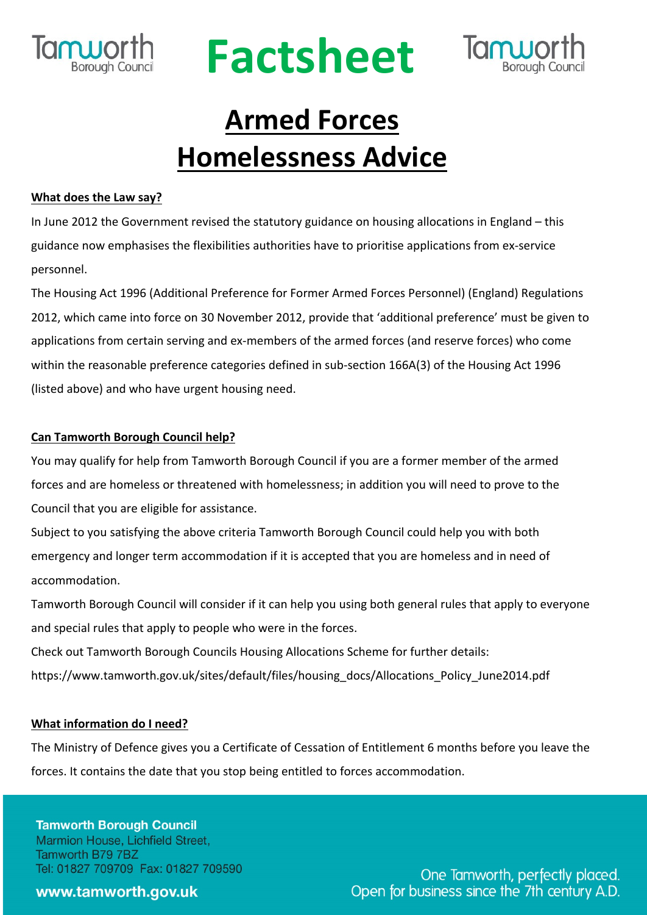# Factsheet

# Armed Forces Homelessness Advice

**What does the Law say?**

In June 2012 the Government revised the statutory guidance on housing allocations in England – this guidance now emphasises the flexibilities authorities have to prioritise applications from ex-service personnel.

The Housing Act 1996 (Additional Preference for Former Armed Forces Personnel) (England) Regulations 2012, which came into force on 30 November 2012, provide that 'additional preference' must be given to applications from certain serving and ex-members of the armed forces (and reserve forces) who come within the reasonable preference categories defined in sub-section 166A(3) of the Housing Act 1996 (listed above) and who have urgent housing need.

**Can Tamworth Borough Council help?**

You may qualify for help from Tamworth Borough Council if you are a former member of the armed forces and are homeless or threatened with homelessness; in addition you will need to prove to the Council that you are eligible for assistance.

Subject to you satisfying the above criteria Tamworth Borough Council could help you with both emergency and longer term accommodation if it is accepted that you are homeless and in need of accommodation.

Tamworth Borough Council will consider if it can help you using both general rules that apply to everyone and special rules that apply to people who were in the forces.

Check out Tamworth Borough Councils Housing Allocations Scheme for further details:
https://www.tamworth.gov.uk/sites/default/files/housing_docs/Allocations_Policy_June2014.pdf

**What information do I need?**

The Ministry of Defence gives you a Certificate of Cessation of Entitlement 6 months before you leave the forces. It contains the date that you stop being entitled to forces accommodation.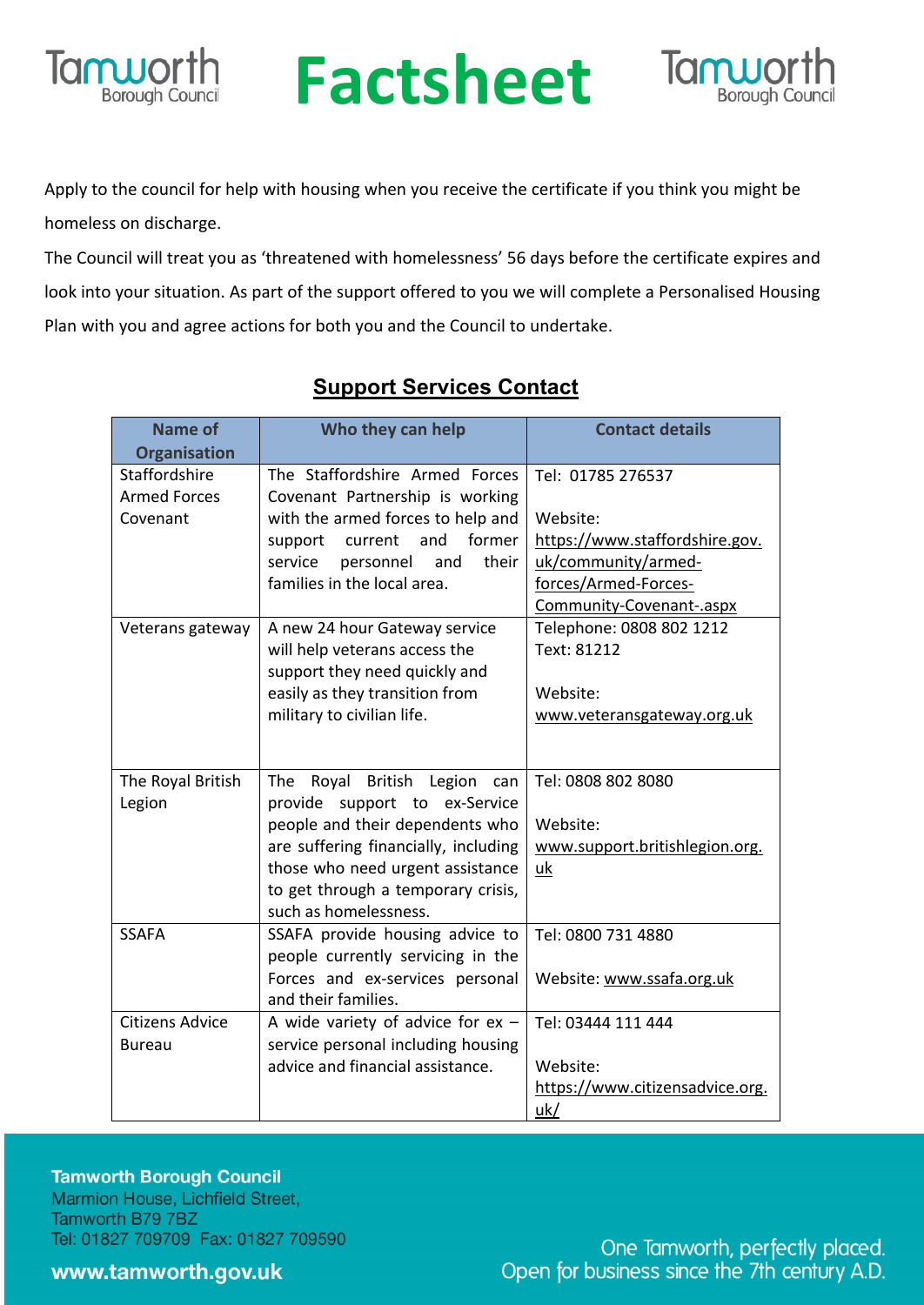Apply to the council for help with housing when you receive the certificate if you think you might be homeless on discharge.

The Council will treat you as 'threatened with homelessness' 56 days before the certificate expires and look into your situation. As part of the support offered to you we will complete a Personalised Housing Plan with you and agree actions for both you and the Council to undertake.

## Support Services Contact

| Name of Organisation | Who they can help | Contact details |
|---|---|---|
| Staffordshire Armed Forces Covenant | The Staffordshire Armed Forces Covenant Partnership is working with the armed forces to help and support current and former service personnel and their families in the local area. | Tel: 01785 276537<br><br>Website: https://www.staffordshire.gov.uk/community/armed-forces/Armed-Forces-Community-Covenant-.aspx |
| Veterans gateway | A new 24 hour Gateway service will help veterans access the support they need quickly and easily as they transition from military to civilian life. | Telephone: 0808 802 1212<br>Text: 81212<br><br>Website: www.veteransgateway.org.uk |
| The Royal British Legion | The Royal British Legion can provide support to ex-Service people and their dependents who are suffering financially, including those who need urgent assistance to get through a temporary crisis, such as homelessness. | Tel: 0808 802 8080<br><br>Website: www.support.britishlegion.org.uk |
| SSAFA | SSAFA provide housing advice to people currently servicing in the Forces and ex-services personal and their families. | Tel: 0800 731 4880<br><br>Website: www.ssafa.org.uk |
| Citizens Advice Bureau | A wide variety of advice for ex – service personal including housing advice and financial assistance. | Tel: 03444 111 444<br><br>Website: https://www.citizensadvice.org.uk/ |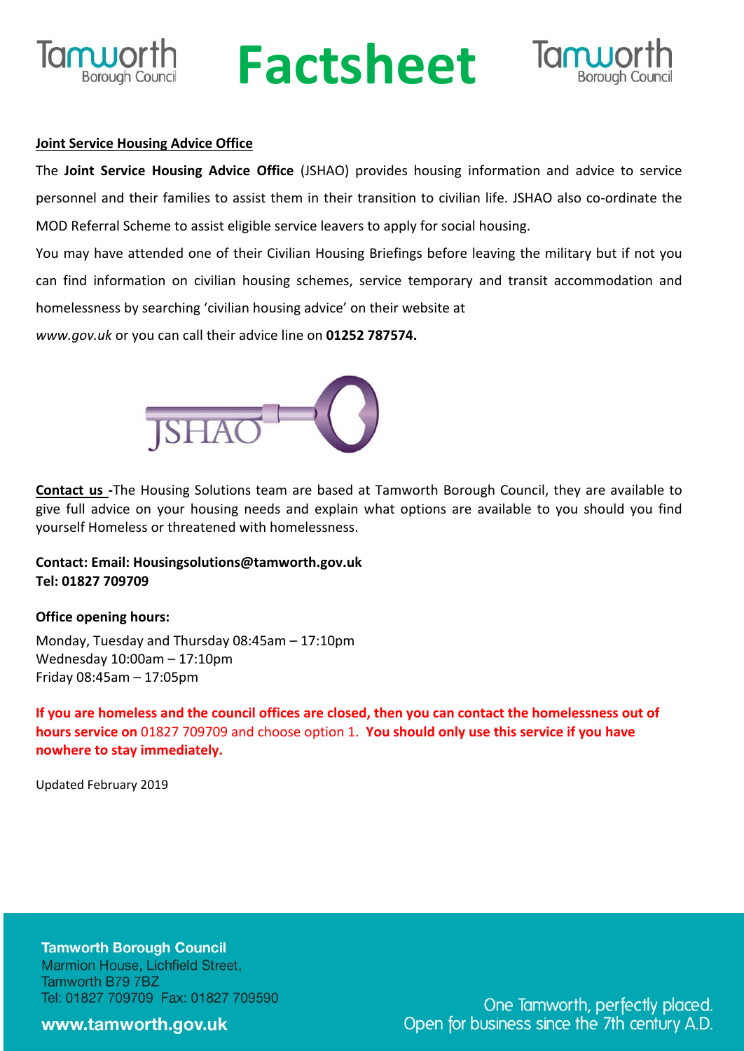# Factsheet

**Joint Service Housing Advice Office**

The **Joint Service Housing Advice Office** (JSHAO) provides housing information and advice to service personnel and their families to assist them in their transition to civilian life. JSHAO also co-ordinate the MOD Referral Scheme to assist eligible service leavers to apply for social housing.

You may have attended one of their Civilian Housing Briefings before leaving the military but if not you can find information on civilian housing schemes, service temporary and transit accommodation and homelessness by searching 'civilian housing advice' on their website at *www.gov.uk* or you can call their advice line on **01252 787574.**

**Contact us -**The Housing Solutions team are based at Tamworth Borough Council, they are available to give full advice on your housing needs and explain what options are available to you should you find yourself Homeless or threatened with homelessness.

**Contact: Email: Housingsolutions@tamworth.gov.uk**
**Tel: 01827 709709**

**Office opening hours:**

Monday, Tuesday and Thursday 08:45am – 17:10pm
Wednesday 10:00am – 17:10pm
Friday 08:45am – 17:05pm

**If you are homeless and the council offices are closed, then you can contact the homelessness out of hours service on** 01827 709709 and choose option 1. **You should only use this service if you have nowhere to stay immediately.**

Updated February 2019

**Tamworth Borough Council**
Marmion House, Lichfield Street,
Tamworth B79 7BZ
Tel: 01827 709709 Fax: 01827 709590

**www.tamworth.gov.uk**

One Tamworth, perfectly placed.
Open for business since the 7th century A.D.